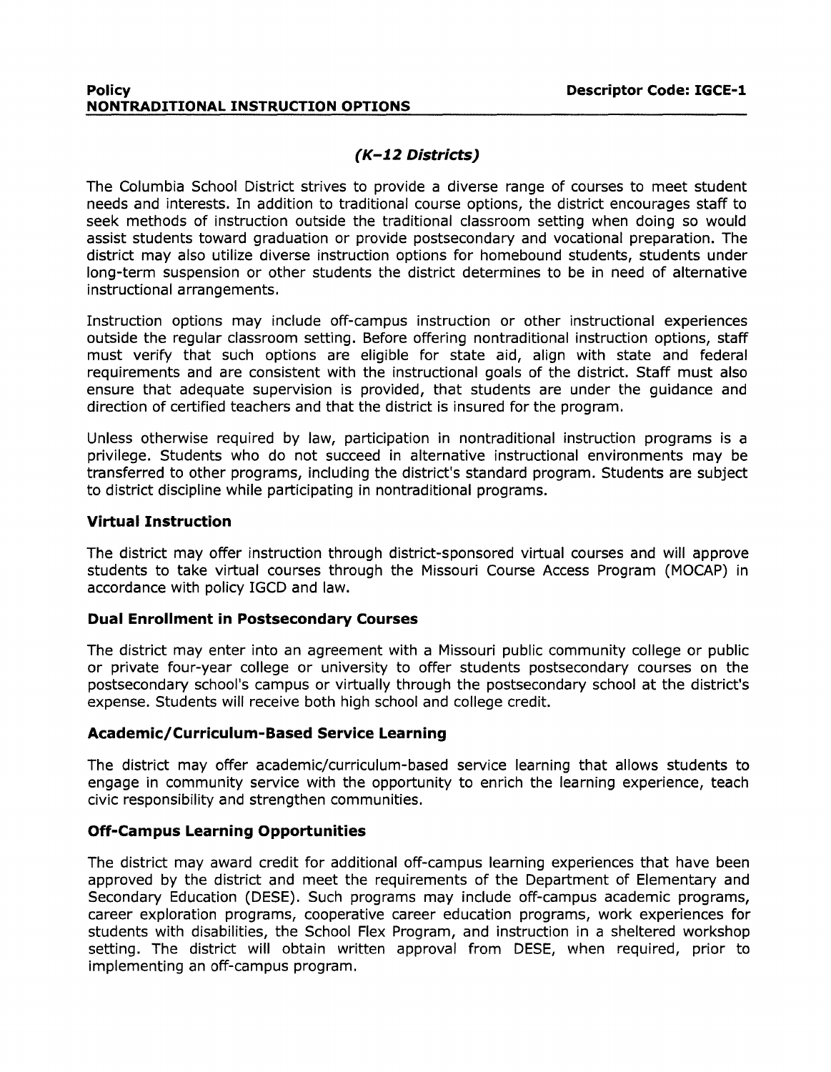**Policy**
**NONTRADITIONAL INSTRUCTION OPTIONS**

**Descriptor Code: IGCE-1**

### *(K-12 Districts)*

The Columbia School District strives to provide a diverse range of courses to meet student needs and interests. In addition to traditional course options, the district encourages staff to seek methods of instruction outside the traditional classroom setting when doing so would assist students toward graduation or provide postsecondary and vocational preparation. The district may also utilize diverse instruction options for homebound students, students under long-term suspension or other students the district determines to be in need of alternative instructional arrangements.

Instruction options may include off-campus instruction or other instructional experiences outside the regular classroom setting. Before offering nontraditional instruction options, staff must verify that such options are eligible for state aid, align with state and federal requirements and are consistent with the instructional goals of the district. Staff must also ensure that adequate supervision is provided, that students are under the guidance and direction of certified teachers and that the district is insured for the program.

Unless otherwise required by law, participation in nontraditional instruction programs is a privilege. Students who do not succeed in alternative instructional environments may be transferred to other programs, including the district's standard program. Students are subject to district discipline while participating in nontraditional programs.

### Virtual Instruction

The district may offer instruction through district-sponsored virtual courses and will approve students to take virtual courses through the Missouri Course Access Program (MOCAP) in accordance with policy IGCD and law.

### Dual Enrollment in Postsecondary Courses

The district may enter into an agreement with a Missouri public community college or public or private four-year college or university to offer students postsecondary courses on the postsecondary school's campus or virtually through the postsecondary school at the district's expense. Students will receive both high school and college credit.

### Academic/Curriculum-Based Service Learning

The district may offer academic/curriculum-based service learning that allows students to engage in community service with the opportunity to enrich the learning experience, teach civic responsibility and strengthen communities.

### Off-Campus Learning Opportunities

The district may award credit for additional off-campus learning experiences that have been approved by the district and meet the requirements of the Department of Elementary and Secondary Education (DESE). Such programs may include off-campus academic programs, career exploration programs, cooperative career education programs, work experiences for students with disabilities, the School Flex Program, and instruction in a sheltered workshop setting. The district will obtain written approval from DESE, when required, prior to implementing an off-campus program.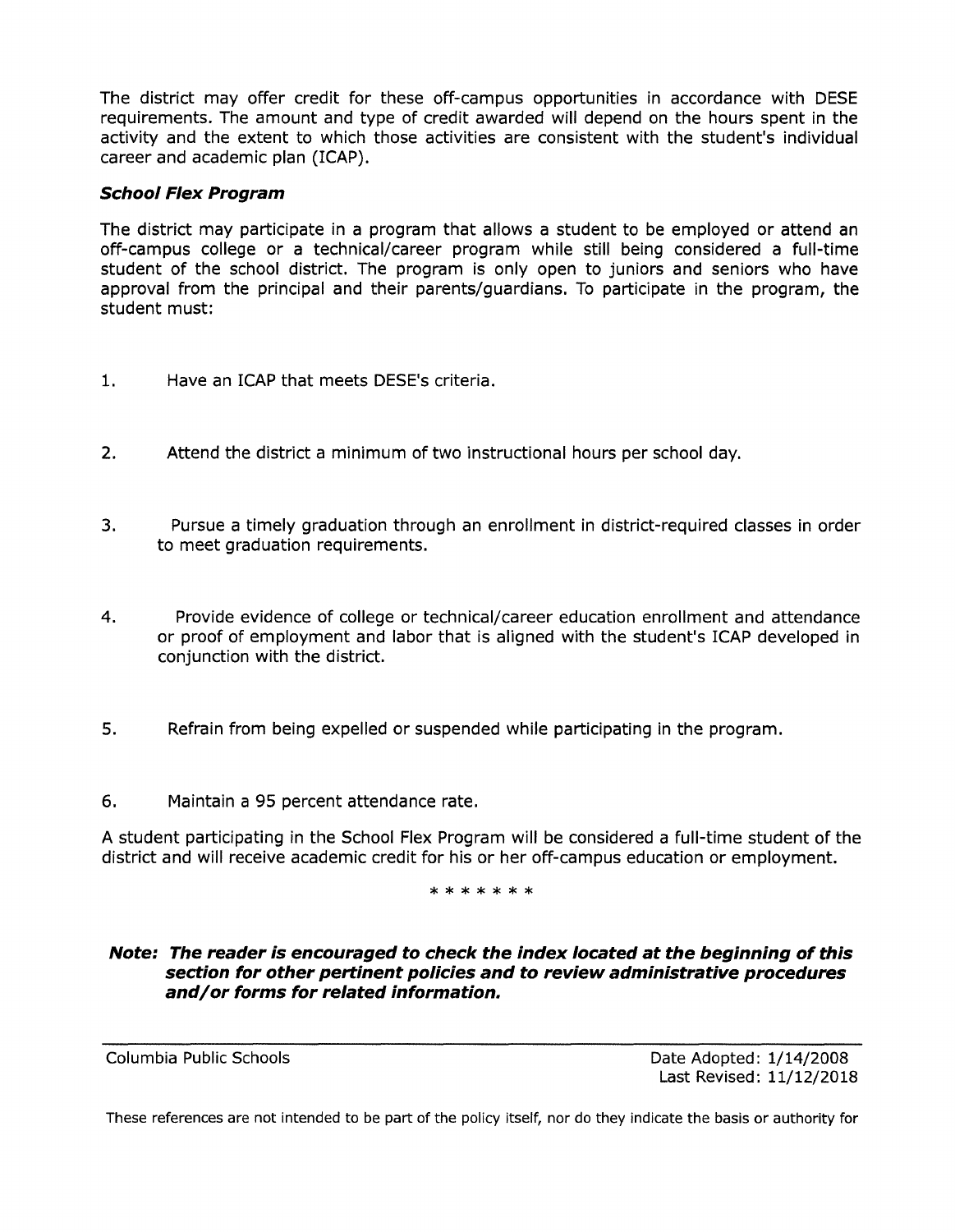The district may offer credit for these off-campus opportunities in accordance with DESE requirements. The amount and type of credit awarded will depend on the hours spent in the activity and the extent to which those activities are consistent with the student's individual career and academic plan (ICAP).

### *School Flex Program*

The district may participate in a program that allows a student to be employed or attend an off-campus college or a technical/career program while still being considered a full-time student of the school district. The program is only open to juniors and seniors who have approval from the principal and their parents/guardians. To participate in the program, the student must:

1. Have an ICAP that meets DESE's criteria.

2. Attend the district a minimum of two instructional hours per school day.

3. Pursue a timely graduation through an enrollment in district-required classes in order to meet graduation requirements.

4. Provide evidence of college or technical/career education enrollment and attendance or proof of employment and labor that is aligned with the student's ICAP developed in conjunction with the district.

5. Refrain from being expelled or suspended while participating in the program.

6. Maintain a 95 percent attendance rate.

A student participating in the School Flex Program will be considered a full-time student of the district and will receive academic credit for his or her off-campus education or employment.

\* \* \* \* \* \* \*

***Note: The reader is encouraged to check the index located at the beginning of this section for other pertinent policies and to review administrative procedures and/or forms for related information.***

---

Columbia Public Schools

Date Adopted: 1/14/2008
Last Revised: 11/12/2018

These references are not intended to be part of the policy itself, nor do they indicate the basis or authority for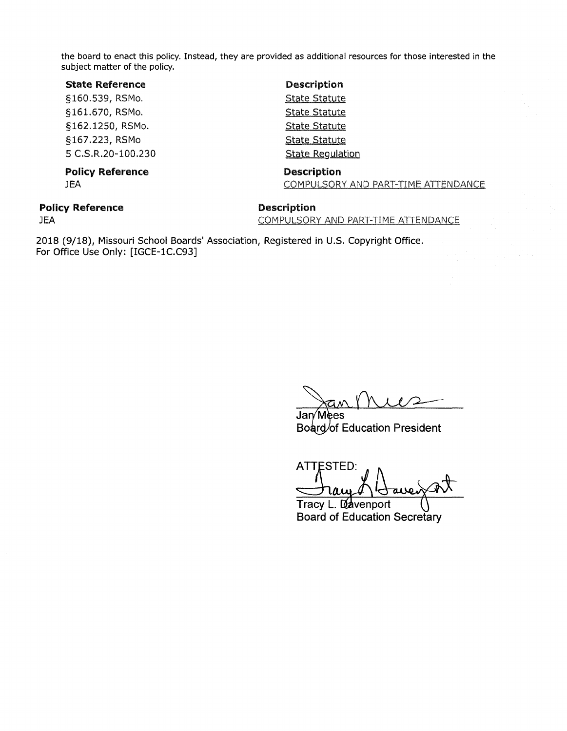the board to enact this policy. Instead, they are provided as additional resources for those interested in the subject matter of the policy.

| State Reference | Description |
|---|---|
| §160.539, RSMo. | State Statute |
| §161.670, RSMo. | State Statute |
| §162.1250, RSMo. | State Statute |
| §167.223, RSMo | State Statute |
| 5 C.S.R.20-100.230 | State Regulation |

| Policy Reference | Description |
|---|---|
| JEA | COMPULSORY AND PART-TIME ATTENDANCE |

| Policy Reference | Description |
|---|---|
| JEA | COMPULSORY AND PART-TIME ATTENDANCE |

2018 (9/18), Missouri School Boards' Association, Registered in U.S. Copyright Office.
For Office Use Only: [IGCE-1C.C93]

Jan Mees
Board of Education President

ATTESTED:

Tracy L. Davenport
Board of Education Secretary